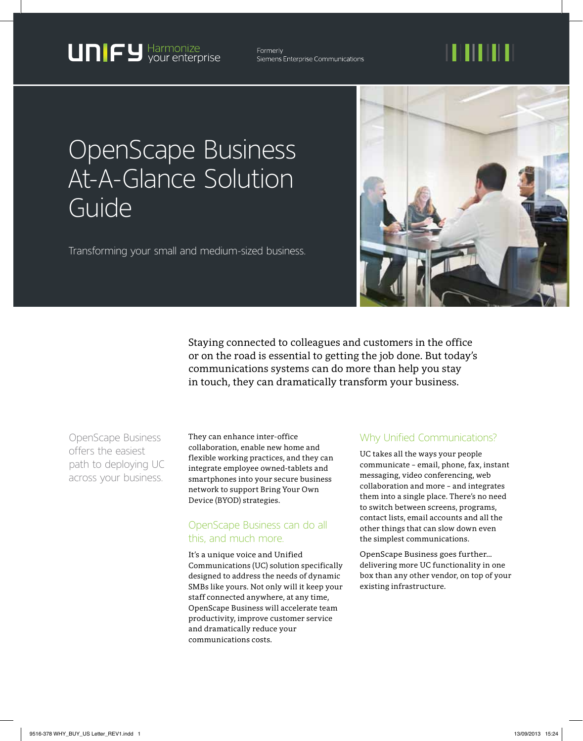UNIFY Harmonize your enterprise

Formerly Siemens Enterprise Communications

# OpenScape Business At-A-Glance Solution Guide

Transforming your small and medium-sized business.

Staying connected to colleagues and customers in the office or on the road is essential to getting the job done. But today's communications systems can do more than help you stay in touch, they can dramatically transform your business.

OpenScape Business offers the easiest path to deploying UC across your business.

They can enhance inter-office collaboration, enable new home and flexible working practices, and they can integrate employee owned-tablets and smartphones into your secure business network to support Bring Your Own Device (BYOD) strategies.

## OpenScape Business can do all this, and much more.

It's a unique voice and Unified Communications (UC) solution specifically designed to address the needs of dynamic SMBs like yours. Not only will it keep your staff connected anywhere, at any time, OpenScape Business will accelerate team productivity, improve customer service and dramatically reduce your communications costs.

## Why Unified Communications?

UC takes all the ways your people communicate – email, phone, fax, instant messaging, video conferencing, web collaboration and more – and integrates them into a single place. There's no need to switch between screens, programs, contact lists, email accounts and all the other things that can slow down even the simplest communications.

OpenScape Business goes further... delivering more UC functionality in one box than any other vendor, on top of your existing infrastructure.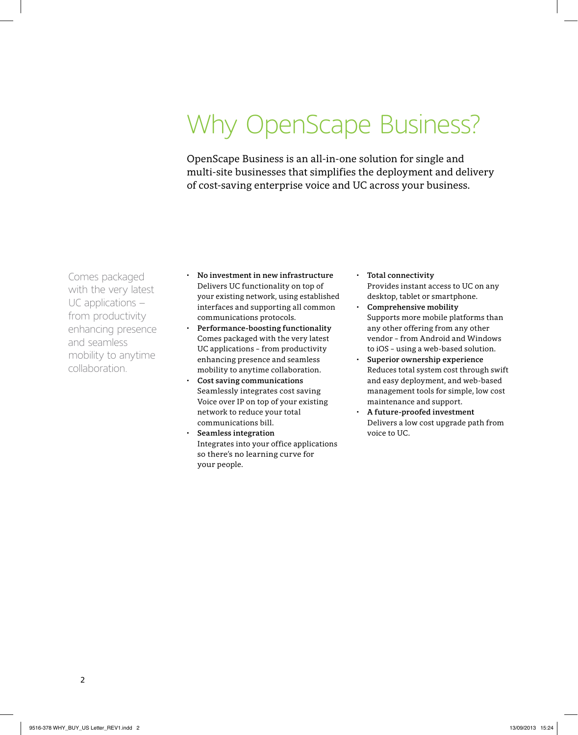# Why OpenScape Business?

OpenScape Business is an all-in-one solution for single and multi-site businesses that simplifies the deployment and delivery of cost-saving enterprise voice and UC across your business.

Comes packaged with the very latest UC applications – from productivity enhancing presence and seamless mobility to anytime collaboration.

- **No investment in new infrastructure**
  Delivers UC functionality on top of your existing network, using established interfaces and supporting all common communications protocols.
- **Performance-boosting functionality**
  Comes packaged with the very latest UC applications – from productivity enhancing presence and seamless mobility to anytime collaboration.
- **Cost saving communications**
  Seamlessly integrates cost saving Voice over IP on top of your existing network to reduce your total communications bill.
- **Seamless integration**
  Integrates into your office applications so there's no learning curve for your people.
- **Total connectivity**
  Provides instant access to UC on any desktop, tablet or smartphone.
- **Comprehensive mobility**
  Supports more mobile platforms than any other offering from any other vendor – from Android and Windows to iOS – using a web-based solution.
- **Superior ownership experience**
  Reduces total system cost through swift and easy deployment, and web-based management tools for simple, low cost maintenance and support.
- **A future-proofed investment**
  Delivers a low cost upgrade path from voice to UC.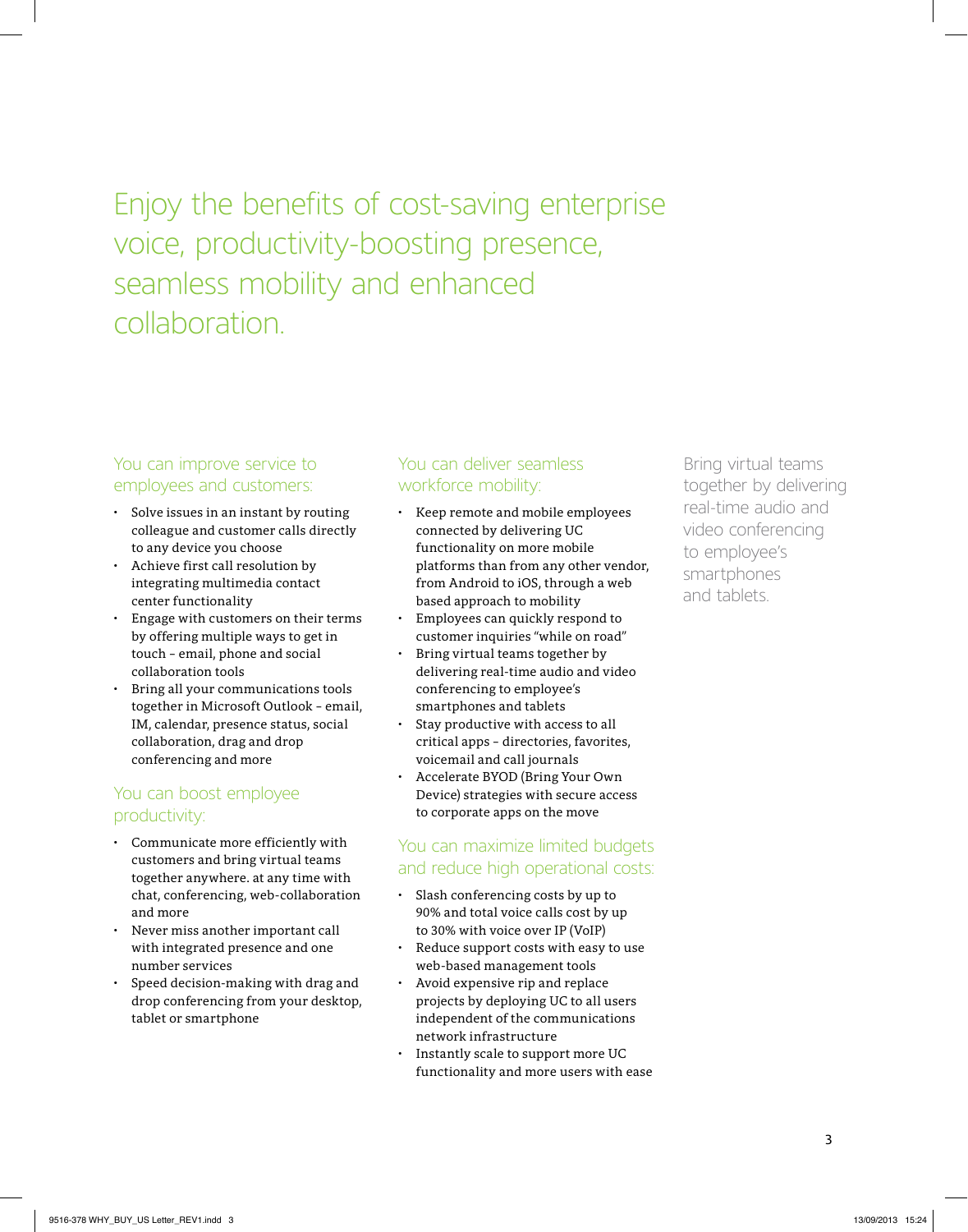# Enjoy the benefits of cost-saving enterprise voice, productivity-boosting presence, seamless mobility and enhanced collaboration.

## You can improve service to employees and customers:

- Solve issues in an instant by routing colleague and customer calls directly to any device you choose
- Achieve first call resolution by integrating multimedia contact center functionality
- Engage with customers on their terms by offering multiple ways to get in touch – email, phone and social collaboration tools
- Bring all your communications tools together in Microsoft Outlook – email, IM, calendar, presence status, social collaboration, drag and drop conferencing and more

## You can boost employee productivity:

- Communicate more efficiently with customers and bring virtual teams together anywhere. at any time with chat, conferencing, web-collaboration and more
- Never miss another important call with integrated presence and one number services
- Speed decision-making with drag and drop conferencing from your desktop, tablet or smartphone

## You can deliver seamless workforce mobility:

- Keep remote and mobile employees connected by delivering UC functionality on more mobile platforms than from any other vendor, from Android to iOS, through a web based approach to mobility
- Employees can quickly respond to customer inquiries "while on road"
- Bring virtual teams together by delivering real-time audio and video conferencing to employee's smartphones and tablets
- Stay productive with access to all critical apps – directories, favorites, voicemail and call journals
- Accelerate BYOD (Bring Your Own Device) strategies with secure access to corporate apps on the move

## You can maximize limited budgets and reduce high operational costs:

- Slash conferencing costs by up to 90% and total voice calls cost by up to 30% with voice over IP (VoIP)
- Reduce support costs with easy to use web-based management tools
- Avoid expensive rip and replace projects by deploying UC to all users independent of the communications network infrastructure
- Instantly scale to support more UC functionality and more users with ease

Bring virtual teams together by delivering real-time audio and video conferencing to employee's smartphones and tablets.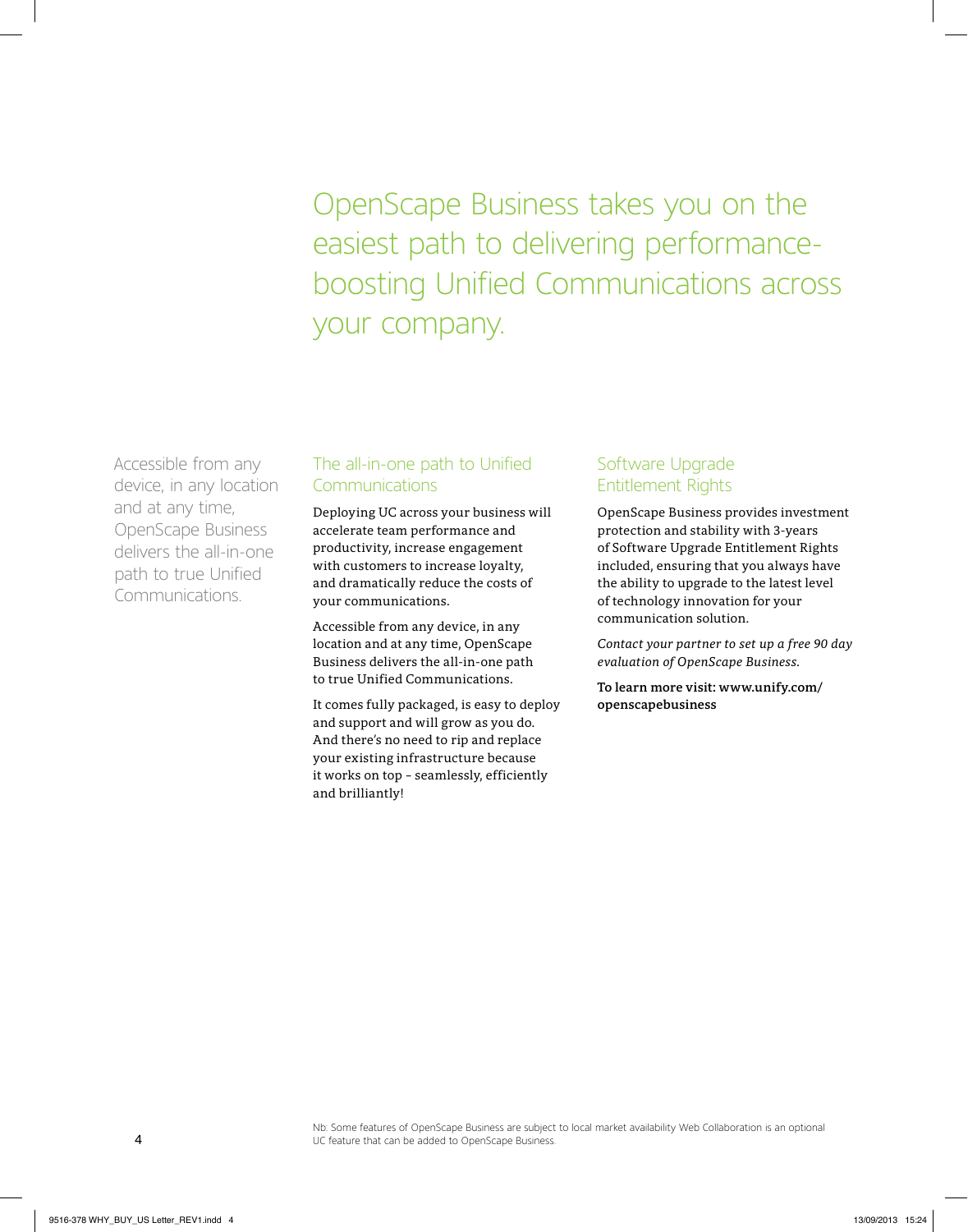# OpenScape Business takes you on the easiest path to delivering performance-boosting Unified Communications across your company.

Accessible from any device, in any location and at any time, OpenScape Business delivers the all-in-one path to true Unified Communications.

## The all-in-one path to Unified Communications

Deploying UC across your business will accelerate team performance and productivity, increase engagement with customers to increase loyalty, and dramatically reduce the costs of your communications.

Accessible from any device, in any location and at any time, OpenScape Business delivers the all-in-one path to true Unified Communications.

It comes fully packaged, is easy to deploy and support and will grow as you do. And there's no need to rip and replace your existing infrastructure because it works on top – seamlessly, efficiently and brilliantly!

## Software Upgrade Entitlement Rights

OpenScape Business provides investment protection and stability with 3-years of Software Upgrade Entitlement Rights included, ensuring that you always have the ability to upgrade to the latest level of technology innovation for your communication solution.

*Contact your partner to set up a free 90 day evaluation of OpenScape Business.*

**To learn more visit: www.unify.com/openscapebusiness**

Nb: Some features of OpenScape Business are subject to local market availability Web Collaboration is an optional UC feature that can be added to OpenScape Business.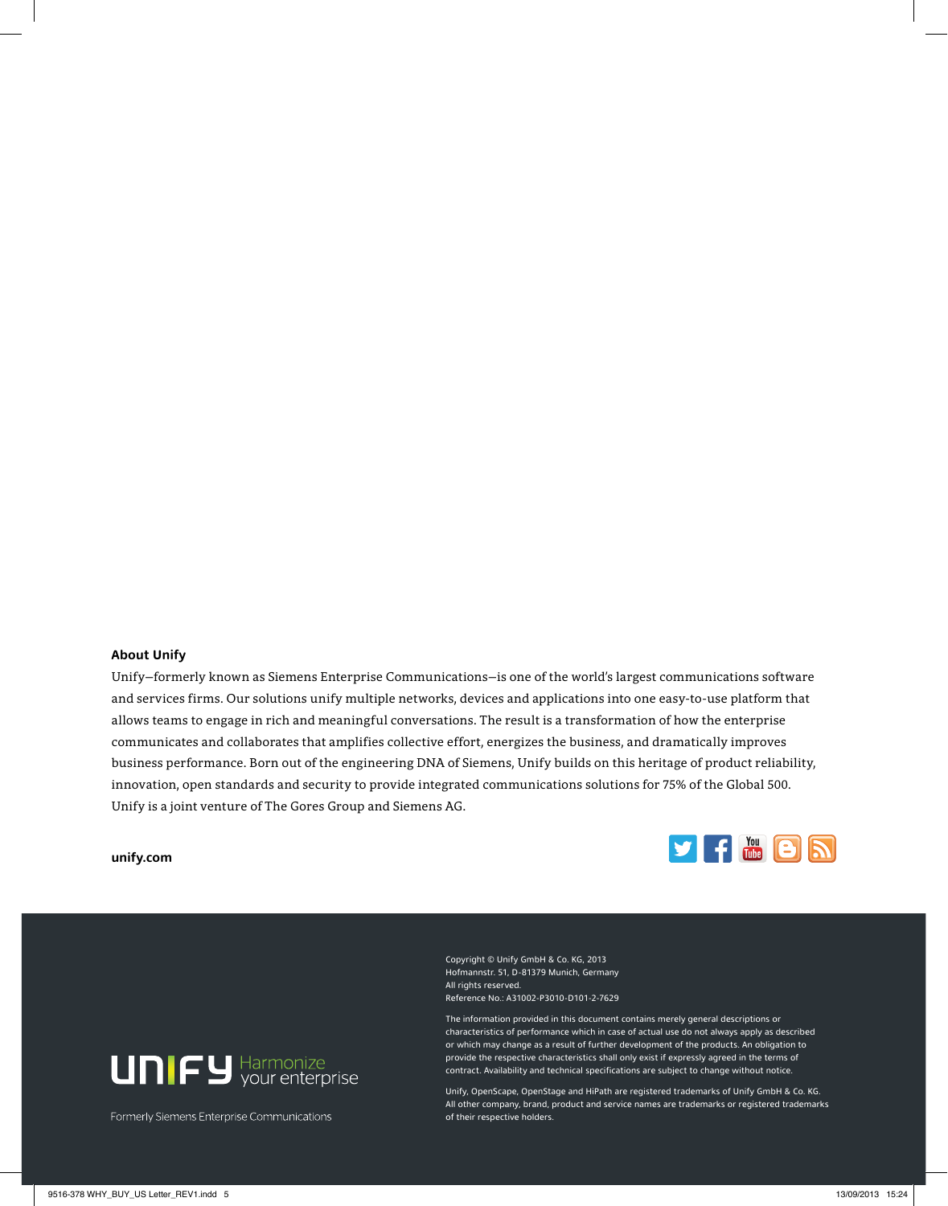**About Unify**

Unify—formerly known as Siemens Enterprise Communications—is one of the world's largest communications software and services firms. Our solutions unify multiple networks, devices and applications into one easy-to-use platform that allows teams to engage in rich and meaningful conversations. The result is a transformation of how the enterprise communicates and collaborates that amplifies collective effort, energizes the business, and dramatically improves business performance. Born out of the engineering DNA of Siemens, Unify builds on this heritage of product reliability, innovation, open standards and security to provide integrated communications solutions for 75% of the Global 500. Unify is a joint venture of The Gores Group and Siemens AG.

**unify.com**

UNIFY Harmonize your enterprise

Formerly Siemens Enterprise Communications

Copyright © Unify GmbH & Co. KG, 2013
Hofmannstr. 51, D-81379 Munich, Germany
All rights reserved.
Reference No.: A31002-P3010-D101-2-7629

The information provided in this document contains merely general descriptions or characteristics of performance which in case of actual use do not always apply as described or which may change as a result of further development of the products. An obligation to provide the respective characteristics shall only exist if expressly agreed in the terms of contract. Availability and technical specifications are subject to change without notice.

Unify, OpenScape, OpenStage and HiPath are registered trademarks of Unify GmbH & Co. KG. All other company, brand, product and service names are trademarks or registered trademarks of their respective holders.